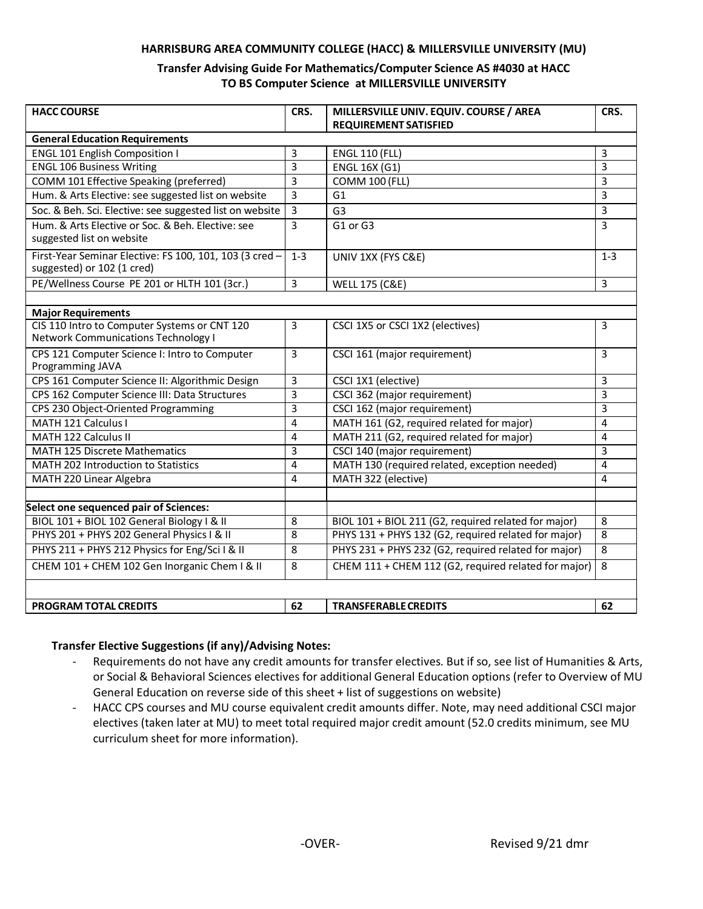**HARRISBURG AREA COMMUNITY COLLEGE (HACC) & MILLERSVILLE UNIVERSITY (MU)**

**Transfer Advising Guide For Mathematics/Computer Science AS #4030 at HACC TO BS Computer Science at MILLERSVILLE UNIVERSITY**

| HACC COURSE | CRS. | MILLERSVILLE UNIV. EQUIV. COURSE / AREA REQUIREMENT SATISFIED | CRS. |
|---|---|---|---|
| **General Education Requirements** | | | |
| ENGL 101 English Composition I | 3 | ENGL 110 (FLL) | 3 |
| ENGL 106 Business Writing | 3 | ENGL 16X (G1) | 3 |
| COMM 101 Effective Speaking (preferred) | 3 | COMM 100 (FLL) | 3 |
| Hum. & Arts Elective: see suggested list on website | 3 | G1 | 3 |
| Soc. & Beh. Sci. Elective: see suggested list on website | 3 | G3 | 3 |
| Hum. & Arts Elective or Soc. & Beh. Elective: see suggested list on website | 3 | G1 or G3 | 3 |
| First-Year Seminar Elective: FS 100, 101, 103 (3 cred – suggested) or 102 (1 cred) | 1-3 | UNIV 1XX (FYS C&E) | 1-3 |
| PE/Wellness Course PE 201 or HLTH 101 (3cr.) | 3 | WELL 175 (C&E) | 3 |
| | | | |
| **Major Requirements** | | | |
| CIS 110 Intro to Computer Systems or CNT 120 Network Communications Technology I | 3 | CSCI 1X5 or CSCI 1X2 (electives) | 3 |
| CPS 121 Computer Science I: Intro to Computer Programming JAVA | 3 | CSCI 161 (major requirement) | 3 |
| CPS 161 Computer Science II: Algorithmic Design | 3 | CSCI 1X1 (elective) | 3 |
| CPS 162 Computer Science III: Data Structures | 3 | CSCI 362 (major requirement) | 3 |
| CPS 230 Object-Oriented Programming | 3 | CSCI 162 (major requirement) | 3 |
| MATH 121 Calculus I | 4 | MATH 161 (G2, required related for major) | 4 |
| MATH 122 Calculus II | 4 | MATH 211 (G2, required related for major) | 4 |
| MATH 125 Discrete Mathematics | 3 | CSCI 140 (major requirement) | 3 |
| MATH 202 Introduction to Statistics | 4 | MATH 130 (required related, exception needed) | 4 |
| MATH 220 Linear Algebra | 4 | MATH 322 (elective) | 4 |
| | | | |
| **Select one sequenced pair of Sciences:** | | | |
| BIOL 101 + BIOL 102 General Biology I & II | 8 | BIOL 101 + BIOL 211 (G2, required related for major) | 8 |
| PHYS 201 + PHYS 202 General Physics I & II | 8 | PHYS 131 + PHYS 132 (G2, required related for major) | 8 |
| PHYS 211 + PHYS 212 Physics for Eng/Sci I & II | 8 | PHYS 231 + PHYS 232 (G2, required related for major) | 8 |
| CHEM 101 + CHEM 102 Gen Inorganic Chem I & II | 8 | CHEM 111 + CHEM 112 (G2, required related for major) | 8 |
| | | | |
| **PROGRAM TOTAL CREDITS** | **62** | **TRANSFERABLE CREDITS** | **62** |

**Transfer Elective Suggestions (if any)/Advising Notes:**

- Requirements do not have any credit amounts for transfer electives. But if so, see list of Humanities & Arts, or Social & Behavioral Sciences electives for additional General Education options (refer to Overview of MU General Education on reverse side of this sheet + list of suggestions on website)
- HACC CPS courses and MU course equivalent credit amounts differ. Note, may need additional CSCI major electives (taken later at MU) to meet total required major credit amount (52.0 credits minimum, see MU curriculum sheet for more information).

-OVER-

Revised 9/21 dmr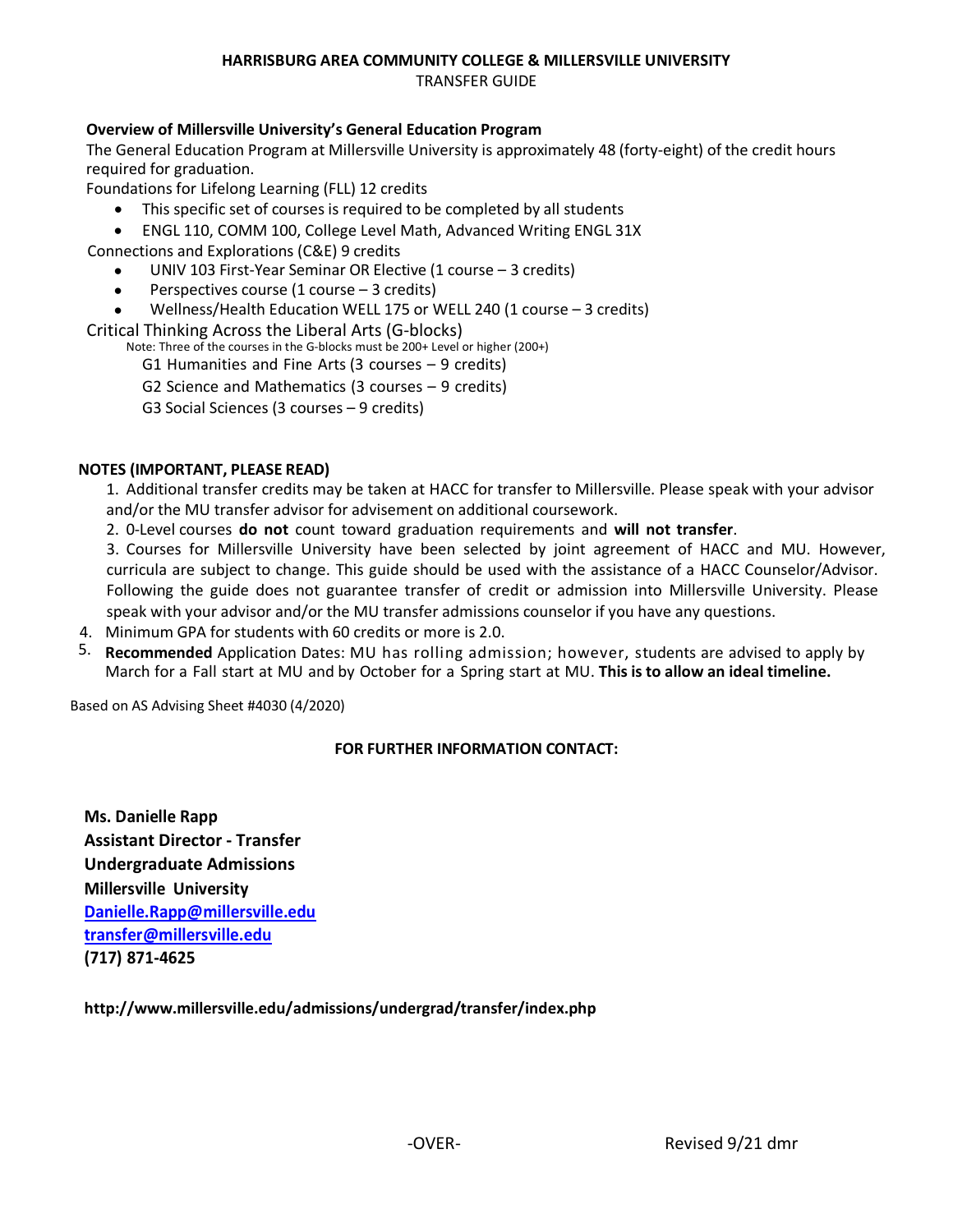**HARRISBURG AREA COMMUNITY COLLEGE & MILLERSVILLE UNIVERSITY**

TRANSFER GUIDE

**Overview of Millersville University's General Education Program**

The General Education Program at Millersville University is approximately 48 (forty-eight) of the credit hours required for graduation.

Foundations for Lifelong Learning (FLL) 12 credits

- This specific set of courses is required to be completed by all students
- ENGL 110, COMM 100, College Level Math, Advanced Writing ENGL 31X

Connections and Explorations (C&E) 9 credits

- UNIV 103 First-Year Seminar OR Elective (1 course – 3 credits)
- Perspectives course (1 course – 3 credits)
- Wellness/Health Education WELL 175 or WELL 240 (1 course – 3 credits)

Critical Thinking Across the Liberal Arts (G-blocks)

Note: Three of the courses in the G-blocks must be 200+ Level or higher (200+)

G1 Humanities and Fine Arts (3 courses – 9 credits)

G2 Science and Mathematics (3 courses – 9 credits)

G3 Social Sciences (3 courses – 9 credits)

**NOTES (IMPORTANT, PLEASE READ)**

1. Additional transfer credits may be taken at HACC for transfer to Millersville. Please speak with your advisor and/or the MU transfer advisor for advisement on additional coursework.
2. 0-Level courses **do not** count toward graduation requirements and **will not transfer**.
3. Courses for Millersville University have been selected by joint agreement of HACC and MU. However, curricula are subject to change. This guide should be used with the assistance of a HACC Counselor/Advisor. Following the guide does not guarantee transfer of credit or admission into Millersville University. Please speak with your advisor and/or the MU transfer admissions counselor if you have any questions.
4. Minimum GPA for students with 60 credits or more is 2.0.
5. **Recommended** Application Dates: MU has rolling admission; however, students are advised to apply by March for a Fall start at MU and by October for a Spring start at MU. **This is to allow an ideal timeline.**

Based on AS Advising Sheet #4030 (4/2020)

**FOR FURTHER INFORMATION CONTACT:**

**Ms. Danielle Rapp**
**Assistant Director - Transfer**
**Undergraduate Admissions**
**Millersville University**
**Danielle.Rapp@millersville.edu**
**transfer@millersville.edu**
**(717) 871-4625**

**http://www.millersville.edu/admissions/undergrad/transfer/index.php**

-OVER-

Revised 9/21 dmr